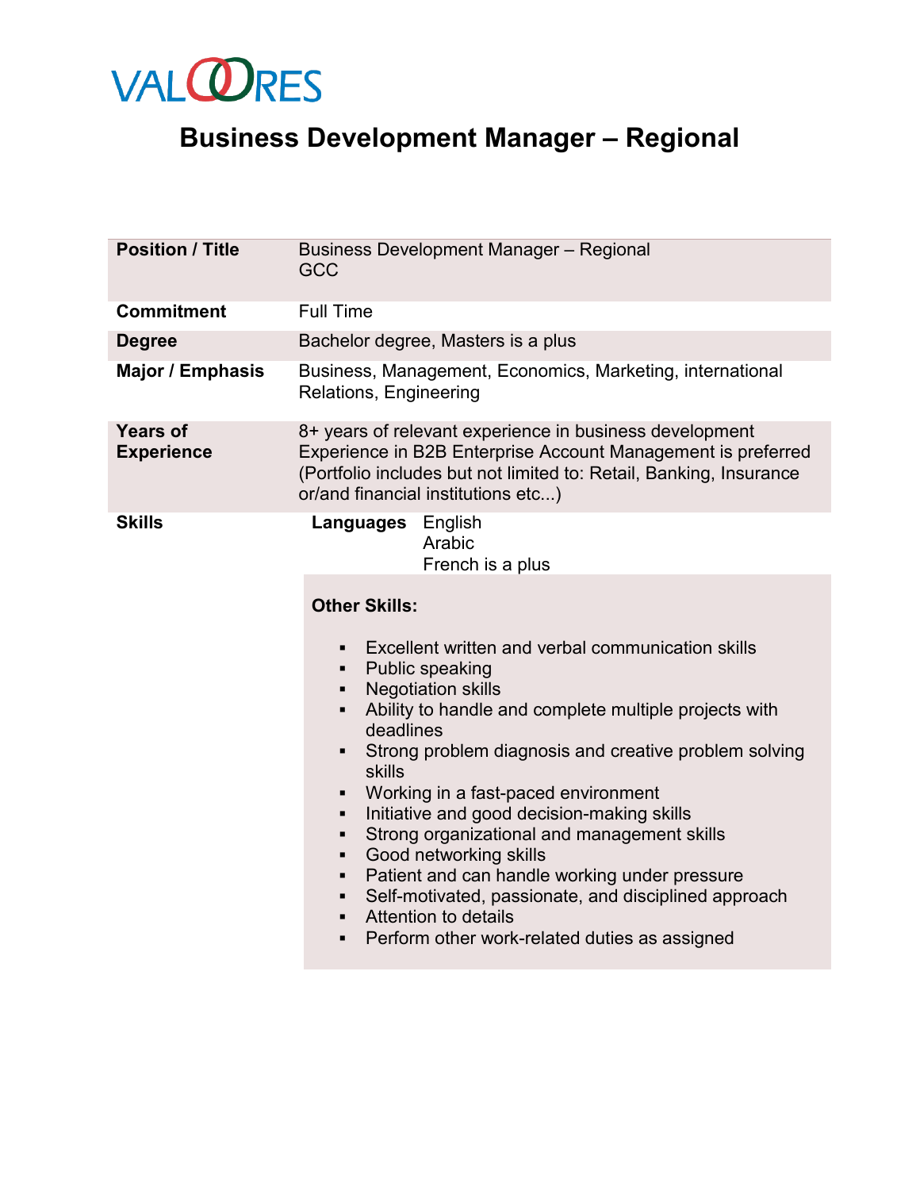VALOORES

# Business Development Manager – Regional

| | |
|---|---|
| **Position / Title** | Business Development Manager – Regional<br>GCC |
| **Commitment** | Full Time |
| **Degree** | Bachelor degree, Masters is a plus |
| **Major / Emphasis** | Business, Management, Economics, Marketing, international Relations, Engineering |
| **Years of Experience** | 8+ years of relevant experience in business development<br>Experience in B2B Enterprise Account Management is preferred (Portfolio includes but not limited to: Retail, Banking, Insurance or/and financial institutions etc...) |
| **Skills** | **Languages** English<br>Arabic<br>French is a plus |
| | **Other Skills:**<br>▪ Excellent written and verbal communication skills<br>▪ Public speaking<br>▪ Negotiation skills<br>▪ Ability to handle and complete multiple projects with deadlines<br>▪ Strong problem diagnosis and creative problem solving skills<br>▪ Working in a fast-paced environment<br>▪ Initiative and good decision-making skills<br>▪ Strong organizational and management skills<br>▪ Good networking skills<br>▪ Patient and can handle working under pressure<br>▪ Self-motivated, passionate, and disciplined approach<br>▪ Attention to details<br>▪ Perform other work-related duties as assigned |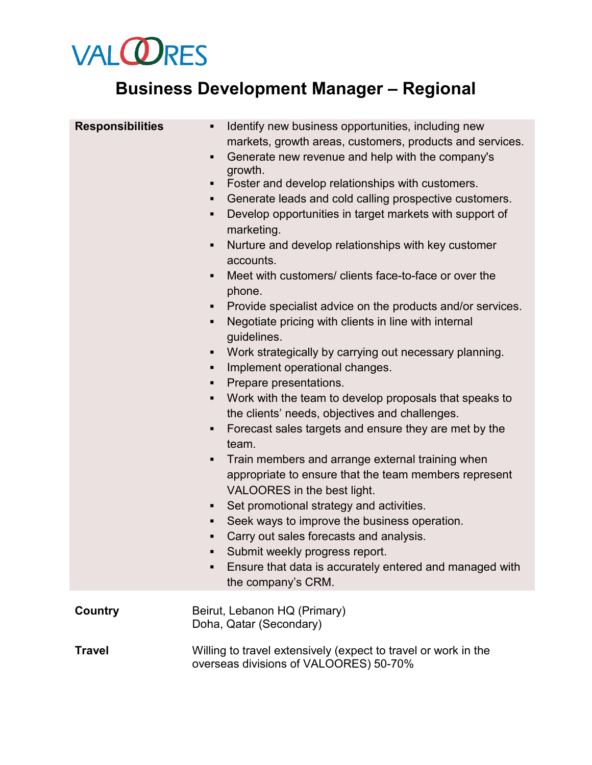VALOORES

# Business Development Manager – Regional

**Responsibilities**

- Identify new business opportunities, including new markets, growth areas, customers, products and services.
- Generate new revenue and help with the company's growth.
- Foster and develop relationships with customers.
- Generate leads and cold calling prospective customers.
- Develop opportunities in target markets with support of marketing.
- Nurture and develop relationships with key customer accounts.
- Meet with customers/ clients face-to-face or over the phone.
- Provide specialist advice on the products and/or services.
- Negotiate pricing with clients in line with internal guidelines.
- Work strategically by carrying out necessary planning.
- Implement operational changes.
- Prepare presentations.
- Work with the team to develop proposals that speaks to the clients' needs, objectives and challenges.
- Forecast sales targets and ensure they are met by the team.
- Train members and arrange external training when appropriate to ensure that the team members represent VALOORES in the best light.
- Set promotional strategy and activities.
- Seek ways to improve the business operation.
- Carry out sales forecasts and analysis.
- Submit weekly progress report.
- Ensure that data is accurately entered and managed with the company's CRM.

**Country**

Beirut, Lebanon HQ (Primary)
Doha, Qatar (Secondary)

**Travel**

Willing to travel extensively (expect to travel or work in the overseas divisions of VALOORES) 50-70%